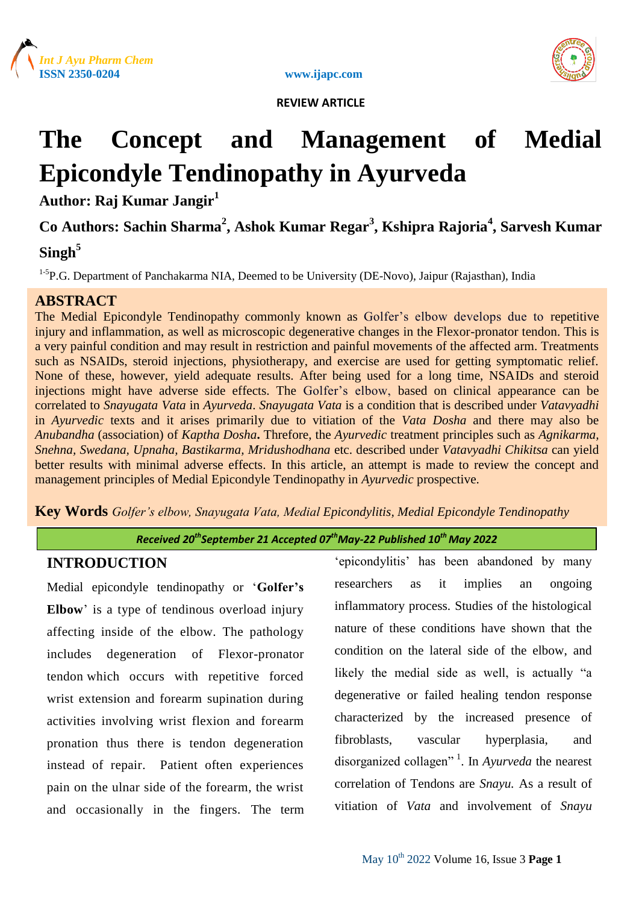REVIEW ARTICLE

# The Concept and Management of Medial Epicondyle Tendinopathy in Ayurveda

**Author: Raj Kumar Jangir[1]**

**Co Authors: Sachin Sharma[2], Ashok Kumar Regar[3], Kshipra Rajoria[4], Sarvesh Kumar Singh[5]**

[1-5]P.G. Department of Panchakarma NIA, Deemed to be University (DE-Novo), Jaipur (Rajasthan), India

## ABSTRACT

The Medial Epicondyle Tendinopathy commonly known as Golfer's elbow develops due to repetitive injury and inflammation, as well as microscopic degenerative changes in the Flexor-pronator tendon. This is a very painful condition and may result in restriction and painful movements of the affected arm. Treatments such as NSAIDs, steroid injections, physiotherapy, and exercise are used for getting symptomatic relief. None of these, however, yield adequate results. After being used for a long time, NSAIDs and steroid injections might have adverse side effects. The Golfer's elbow, based on clinical appearance can be correlated to *Snayugata Vata* in *Ayurveda*. *Snayugata Vata* is a condition that is described under *Vatavyadhi* in *Ayurvedic* texts and it arises primarily due to vitiation of the *Vata Dosha* and there may also be *Anubandha* (association) of *Kaptha Dosha***.** Threfore, the *Ayurvedic* treatment principles such as *Agnikarma*, *Snehna*, *Swedana*, *Upnaha*, *Bastikarma*, *Mridushodhana* etc. described under *Vatavyadhi Chikitsa* can yield better results with minimal adverse effects. In this article, an attempt is made to review the concept and management principles of Medial Epicondyle Tendinopathy in *Ayurvedic* prospective.

**Key Words** *Golfer's elbow, Snayugata Vata, Medial Epicondylitis, Medial Epicondyle Tendinopathy*

*Received 20th September 21 Accepted 07th May-22 Published 10th May 2022*

## INTRODUCTION

Medial epicondyle tendinopathy or '**Golfer's Elbow**' is a type of tendinous overload injury affecting inside of the elbow. The pathology includes degeneration of Flexor-pronator tendon which occurs with repetitive forced wrist extension and forearm supination during activities involving wrist flexion and forearm pronation thus there is tendon degeneration instead of repair. Patient often experiences pain on the ulnar side of the forearm, the wrist and occasionally in the fingers. The term 'epicondylitis' has been abandoned by many researchers as it implies an ongoing inflammatory process. Studies of the histological nature of these conditions have shown that the condition on the lateral side of the elbow, and likely the medial side as well, is actually "a degenerative or failed healing tendon response characterized by the increased presence of fibroblasts, vascular hyperplasia, and disorganized collagen" [1]. In *Ayurveda* the nearest correlation of Tendons are *Snayu.* As a result of vitiation of *Vata* and involvement of *Snayu*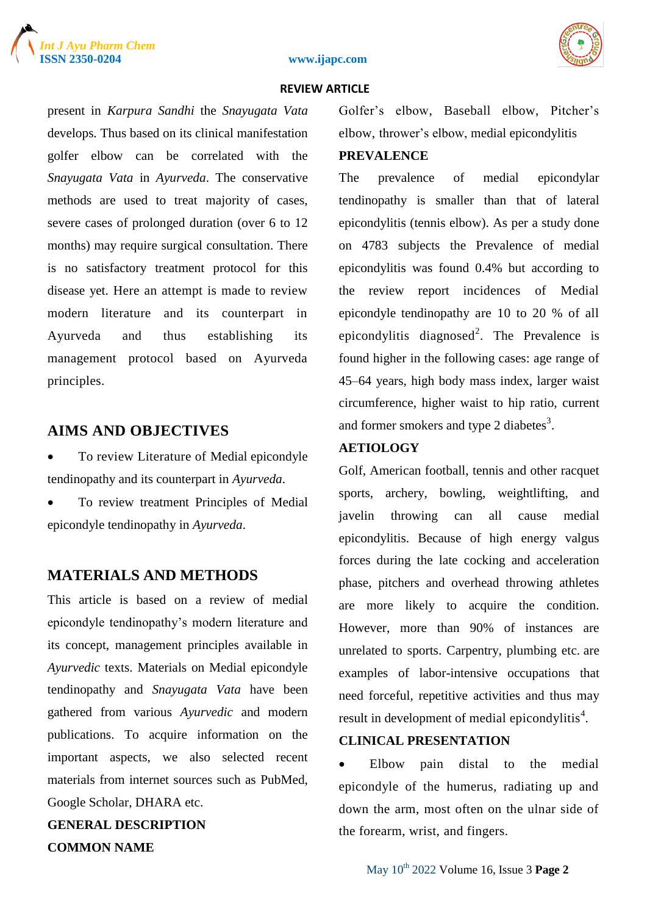present in *Karpura Sandhi* the *Snayugata Vata* develops. Thus based on its clinical manifestation golfer elbow can be correlated with the *Snayugata Vata* in *Ayurveda*. The conservative methods are used to treat majority of cases, severe cases of prolonged duration (over 6 to 12 months) may require surgical consultation. There is no satisfactory treatment protocol for this disease yet. Here an attempt is made to review modern literature and its counterpart in Ayurveda and thus establishing its management protocol based on Ayurveda principles.

## AIMS AND OBJECTIVES

- To review Literature of Medial epicondyle tendinopathy and its counterpart in *Ayurveda*.
- To review treatment Principles of Medial epicondyle tendinopathy in *Ayurveda*.

## MATERIALS AND METHODS

This article is based on a review of medial epicondyle tendinopathy's modern literature and its concept, management principles available in *Ayurvedic* texts. Materials on Medial epicondyle tendinopathy and *Snayugata Vata* have been gathered from various *Ayurvedic* and modern publications. To acquire information on the important aspects, we also selected recent materials from internet sources such as PubMed, Google Scholar, DHARA etc.

**GENERAL DESCRIPTION**

**COMMON NAME**

Golfer's elbow, Baseball elbow, Pitcher's elbow, thrower's elbow, medial epicondylitis

**PREVALENCE**

The prevalence of medial epicondylar tendinopathy is smaller than that of lateral epicondylitis (tennis elbow). As per a study done on 4783 subjects the Prevalence of medial epicondylitis was found 0.4% but according to the review report incidences of Medial epicondyle tendinopathy are 10 to 20 % of all epicondylitis diagnosed[2]. The Prevalence is found higher in the following cases: age range of 45–64 years, high body mass index, larger waist circumference, higher waist to hip ratio, current and former smokers and type 2 diabetes[3].

**AETIOLOGY**

Golf, American football, tennis and other racquet sports, archery, bowling, weightlifting, and javelin throwing can all cause medial epicondylitis. Because of high energy valgus forces during the late cocking and acceleration phase, pitchers and overhead throwing athletes are more likely to acquire the condition. However, more than 90% of instances are unrelated to sports. Carpentry, plumbing etc. are examples of labor-intensive occupations that need forceful, repetitive activities and thus may result in development of medial epicondylitis[4].

**CLINICAL PRESENTATION**

- Elbow pain distal to the medial epicondyle of the humerus, radiating up and down the arm, most often on the ulnar side of the forearm, wrist, and fingers.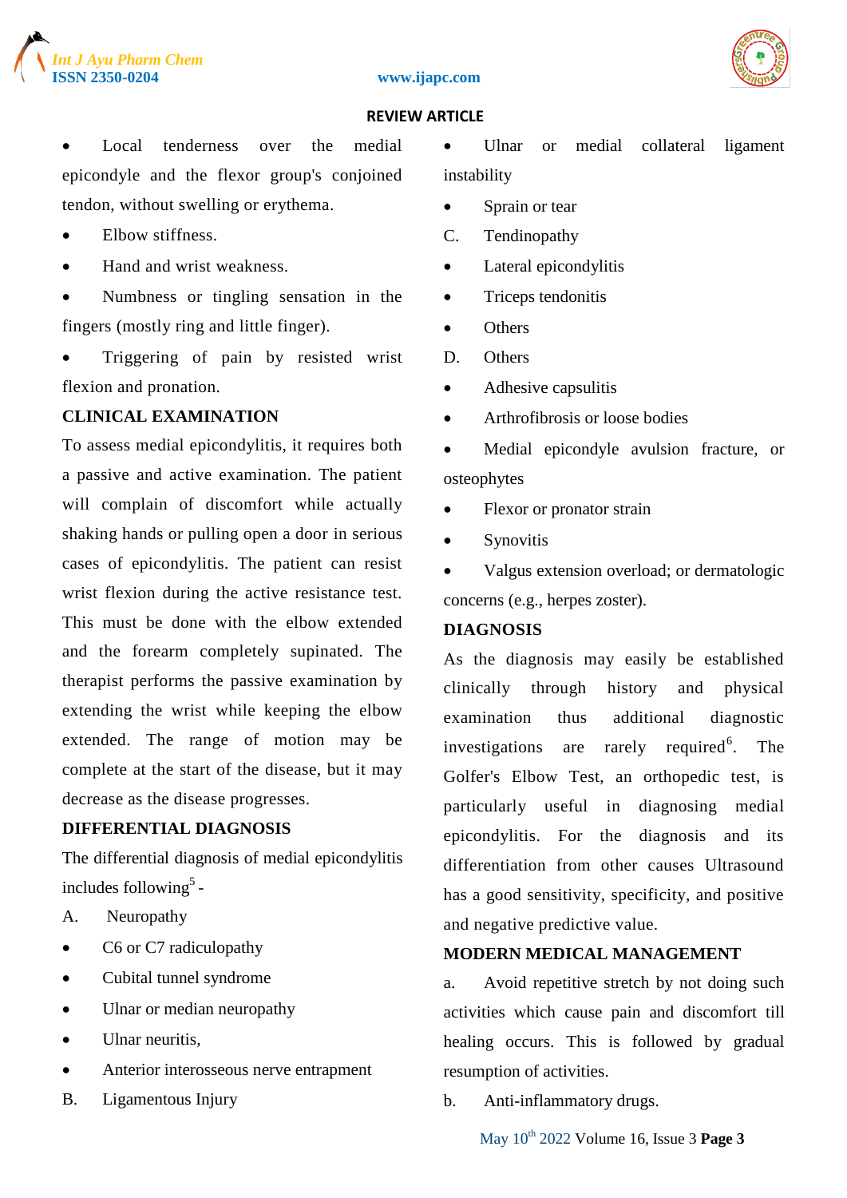- Local tenderness over the medial epicondyle and the flexor group's conjoined tendon, without swelling or erythema.
- Elbow stiffness.
- Hand and wrist weakness.
- Numbness or tingling sensation in the fingers (mostly ring and little finger).
- Triggering of pain by resisted wrist flexion and pronation.

## CLINICAL EXAMINATION

To assess medial epicondylitis, it requires both a passive and active examination. The patient will complain of discomfort while actually shaking hands or pulling open a door in serious cases of epicondylitis. The patient can resist wrist flexion during the active resistance test. This must be done with the elbow extended and the forearm completely supinated. The therapist performs the passive examination by extending the wrist while keeping the elbow extended. The range of motion may be complete at the start of the disease, but it may decrease as the disease progresses.

## DIFFERENTIAL DIAGNOSIS

The differential diagnosis of medial epicondylitis includes following[5] -

A. Neuropathy

- C6 or C7 radiculopathy
- Cubital tunnel syndrome
- Ulnar or median neuropathy
- Ulnar neuritis,
- Anterior interosseous nerve entrapment

B. Ligamentous Injury

- Ulnar or medial collateral ligament instability
- Sprain or tear

C. Tendinopathy

- Lateral epicondylitis
- Triceps tendonitis
- Others

D. Others

- Adhesive capsulitis
- Arthrofibrosis or loose bodies
- Medial epicondyle avulsion fracture, or osteophytes
- Flexor or pronator strain
- Synovitis
- Valgus extension overload; or dermatologic concerns (e.g., herpes zoster).

## DIAGNOSIS

As the diagnosis may easily be established clinically through history and physical examination thus additional diagnostic investigations are rarely required[6]. The Golfer's Elbow Test, an orthopedic test, is particularly useful in diagnosing medial epicondylitis. For the diagnosis and its differentiation from other causes Ultrasound has a good sensitivity, specificity, and positive and negative predictive value.

## MODERN MEDICAL MANAGEMENT

a. Avoid repetitive stretch by not doing such activities which cause pain and discomfort till healing occurs. This is followed by gradual resumption of activities.

b. Anti-inflammatory drugs.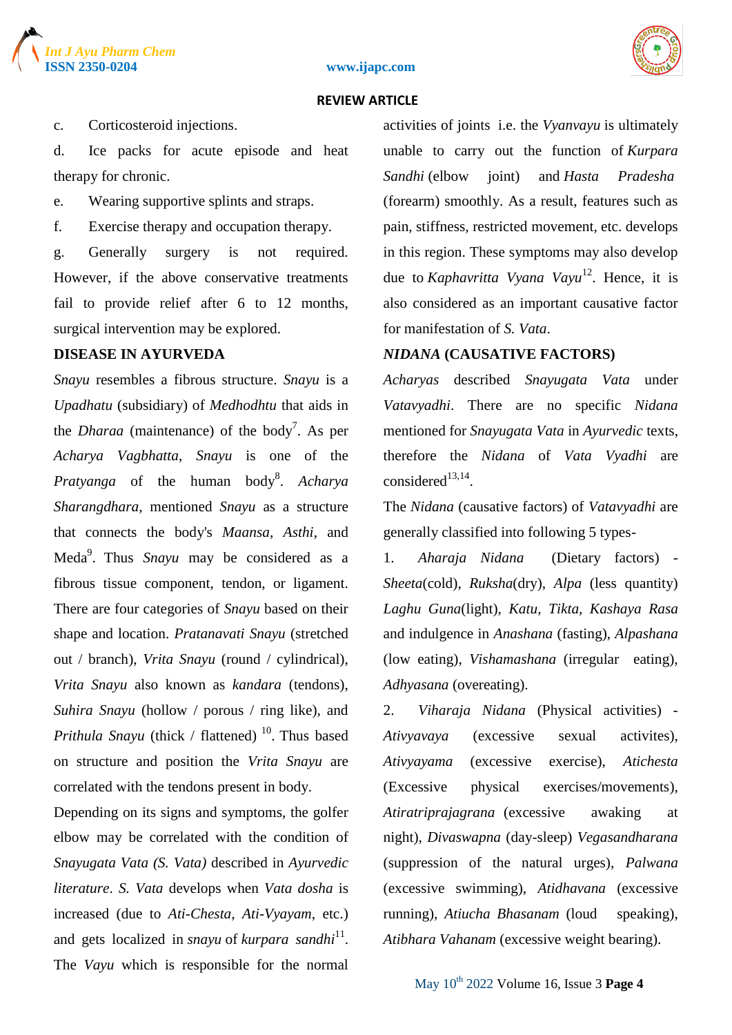c. Corticosteroid injections.

d. Ice packs for acute episode and heat therapy for chronic.

e. Wearing supportive splints and straps.

f. Exercise therapy and occupation therapy.

g. Generally surgery is not required. However, if the above conservative treatments fail to provide relief after 6 to 12 months, surgical intervention may be explored.

**DISEASE IN AYURVEDA**

*Snayu* resembles a fibrous structure. *Snayu* is a *Upadhatu* (subsidiary) of *Medhodhtu* that aids in the *Dharaa* (maintenance) of the body[7]. As per *Acharya Vagbhatta*, *Snayu* is one of the *Pratyanga* of the human body[8]. *Acharya Sharangdhara*, mentioned *Snayu* as a structure that connects the body's *Maansa*, *Asthi*, and Meda[9]. Thus *Snayu* may be considered as a fibrous tissue component, tendon, or ligament. There are four categories of *Snayu* based on their shape and location. *Pratanavati Snayu* (stretched out / branch), *Vrita Snayu* (round / cylindrical), *Vrita Snayu* also known as *kandara* (tendons), *Suhira Snayu* (hollow / porous / ring like), and *Prithula Snayu* (thick / flattened) [10]. Thus based on structure and position the *Vrita Snayu* are correlated with the tendons present in body.

Depending on its signs and symptoms, the golfer elbow may be correlated with the condition of *Snayugata Vata (S. Vata)* described in *Ayurvedic literature*. *S. Vata* develops when *Vata dosha* is increased (due to *Ati-Chesta*, *Ati-Vyayam*, etc.) and gets localized in *snayu* of *kurpara sandhi*[11]. The *Vayu* which is responsible for the normal activities of joints i.e. the *Vyanvayu* is ultimately unable to carry out the function of *Kurpara Sandhi* (elbow joint) and *Hasta Pradesha* (forearm) smoothly. As a result, features such as pain, stiffness, restricted movement, etc. develops in this region. These symptoms may also develop due to *Kaphavritta Vyana Vayu*[12]. Hence, it is also considered as an important causative factor for manifestation of *S. Vata*.

***NIDANA* (CAUSATIVE FACTORS)**

*Acharyas* described *Snayugata Vata* under *Vatavyadhi*. There are no specific *Nidana* mentioned for *Snayugata Vata* in *Ayurvedic* texts, therefore the *Nidana* of *Vata Vyadhi* are considered[13,14].

The *Nidana* (causative factors) of *Vatavyadhi* are generally classified into following 5 types-

1. *Aharaja Nidana* (Dietary factors) - *Sheeta*(cold), *Ruksha*(dry), *Alpa* (less quantity) *Laghu Guna*(light), *Katu, Tikta, Kashaya Rasa* and indulgence in *Anashana* (fasting), *Alpashana* (low eating), *Vishamashana* (irregular eating), *Adhyasana* (overeating).

2. *Viharaja Nidana* (Physical activities) - *Ativyavaya* (excessive sexual activites), *Ativyayama* (excessive exercise), *Atichesta* (Excessive physical exercises/movements), *Atiratriprajagrana* (excessive awaking at night), *Divaswapna* (day-sleep) *Vegasandharana* (suppression of the natural urges), *Palwana* (excessive swimming), *Atidhavana* (excessive running), *Atiucha Bhasanam* (loud speaking), *Atibhara Vahanam* (excessive weight bearing).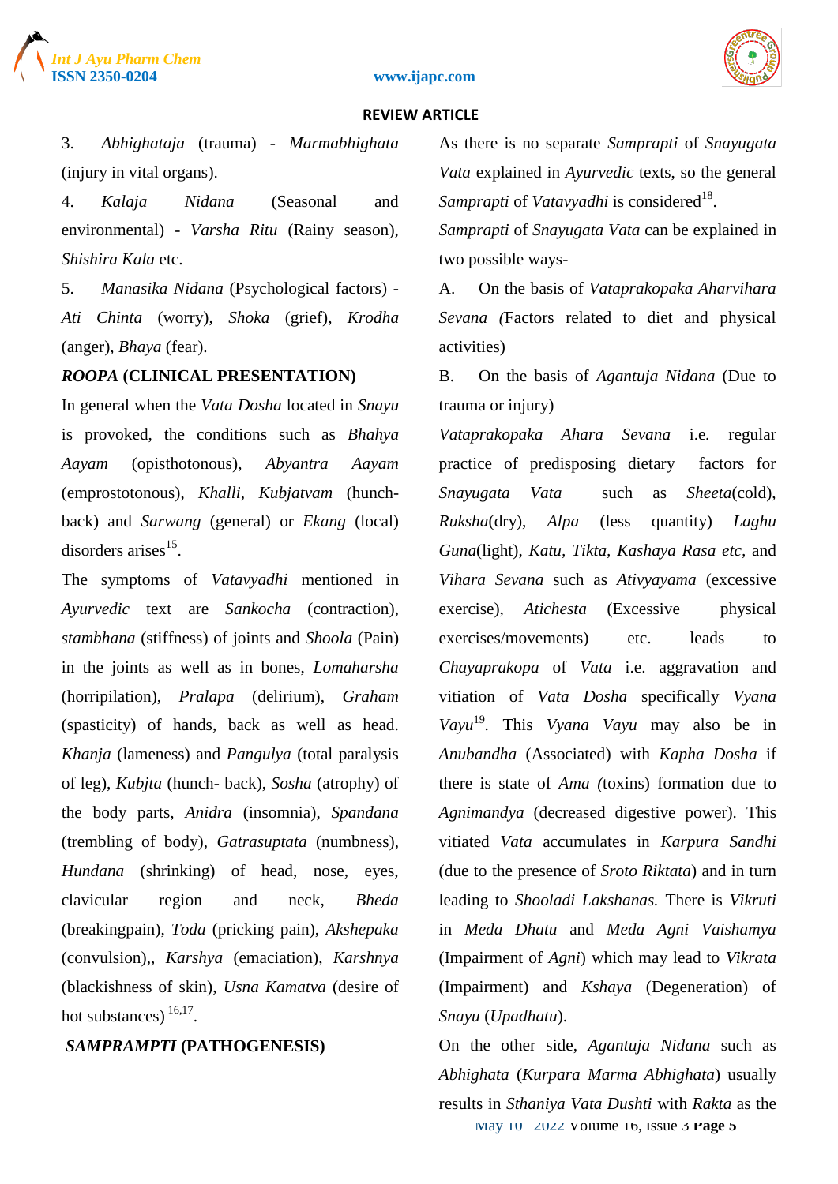3. *Abhighataja* (trauma) - *Marmabhighata* (injury in vital organs).

4. *Kalaja Nidana* (Seasonal and environmental) - *Varsha Ritu* (Rainy season), *Shishira Kala* etc.

5. *Manasika Nidana* (Psychological factors) - *Ati Chinta* (worry), *Shoka* (grief), *Krodha* (anger), *Bhaya* (fear).

## *ROOPA* (CLINICAL PRESENTATION)

In general when the *Vata Dosha* located in *Snayu* is provoked, the conditions such as *Bhahya Aayam* (opisthotonous), *Abyantra Aayam* (emprostotonous), *Khalli*, *Kubjatvam* (hunch-back) and *Sarwang* (general) or *Ekang* (local) disorders arises[15].

The symptoms of *Vatavyadhi* mentioned in *Ayurvedic* text are *Sankocha* (contraction), *stambhana* (stiffness) of joints and *Shoola* (Pain) in the joints as well as in bones, *Lomaharsha* (horripilation), *Pralapa* (delirium), *Graham* (spasticity) of hands, back as well as head. *Khanja* (lameness) and *Pangulya* (total paralysis of leg), *Kubjta* (hunch- back), *Sosha* (atrophy) of the body parts, *Anidra* (insomnia), *Spandana* (trembling of body), *Gatrasuptata* (numbness), *Hundana* (shrinking) of head, nose, eyes, clavicular region and neck, *Bheda* (breakingpain), *Toda* (pricking pain), *Akshepaka* (convulsion),, *Karshya* (emaciation), *Karshnya* (blackishness of skin), *Usna Kamatva* (desire of hot substances) [16,17].

## *SAMPRAMPTI* (PATHOGENESIS)

As there is no separate *Samprapti* of *Snayugata Vata* explained in *Ayurvedic* texts, so the general *Samprapti* of *Vatavyadhi* is considered[18].

*Samprapti* of *Snayugata Vata* can be explained in two possible ways-

A. On the basis of *Vataprakopaka Aharvihara Sevana (*Factors related to diet and physical activities)

B. On the basis of *Agantuja Nidana* (Due to trauma or injury)

*Vataprakopaka Ahara Sevana* i.e. regular practice of predisposing dietary factors for *Snayugata Vata* such as *Sheeta*(cold), *Ruksha*(dry), *Alpa* (less quantity) *Laghu Guna*(light), *Katu*, *Tikta*, *Kashaya Rasa etc*, and *Vihara Sevana* such as *Ativyayama* (excessive exercise), *Atichesta* (Excessive physical exercises/movements) etc. leads to *Chayaprakopa* of *Vata* i.e. aggravation and vitiation of *Vata Dosha* specifically *Vyana Vayu*[19]. This *Vyana Vayu* may also be in *Anubandha* (Associated) with *Kapha Dosha* if there is state of *Ama (*toxins) formation due to *Agnimandya* (decreased digestive power). This vitiated *Vata* accumulates in *Karpura Sandhi* (due to the presence of *Sroto Riktata*) and in turn leading to *Shooladi Lakshanas.* There is *Vikruti* in *Meda Dhatu* and *Meda Agni Vaishamya* (Impairment of *Agni*) which may lead to *Vikrata* (Impairment) and *Kshaya* (Degeneration) of *Snayu* (*Upadhatu*).

On the other side, *Agantuja Nidana* such as *Abhighata* (*Kurpara Marma Abhighata*) usually results in *Sthaniya Vata Dushti* with *Rakta* as the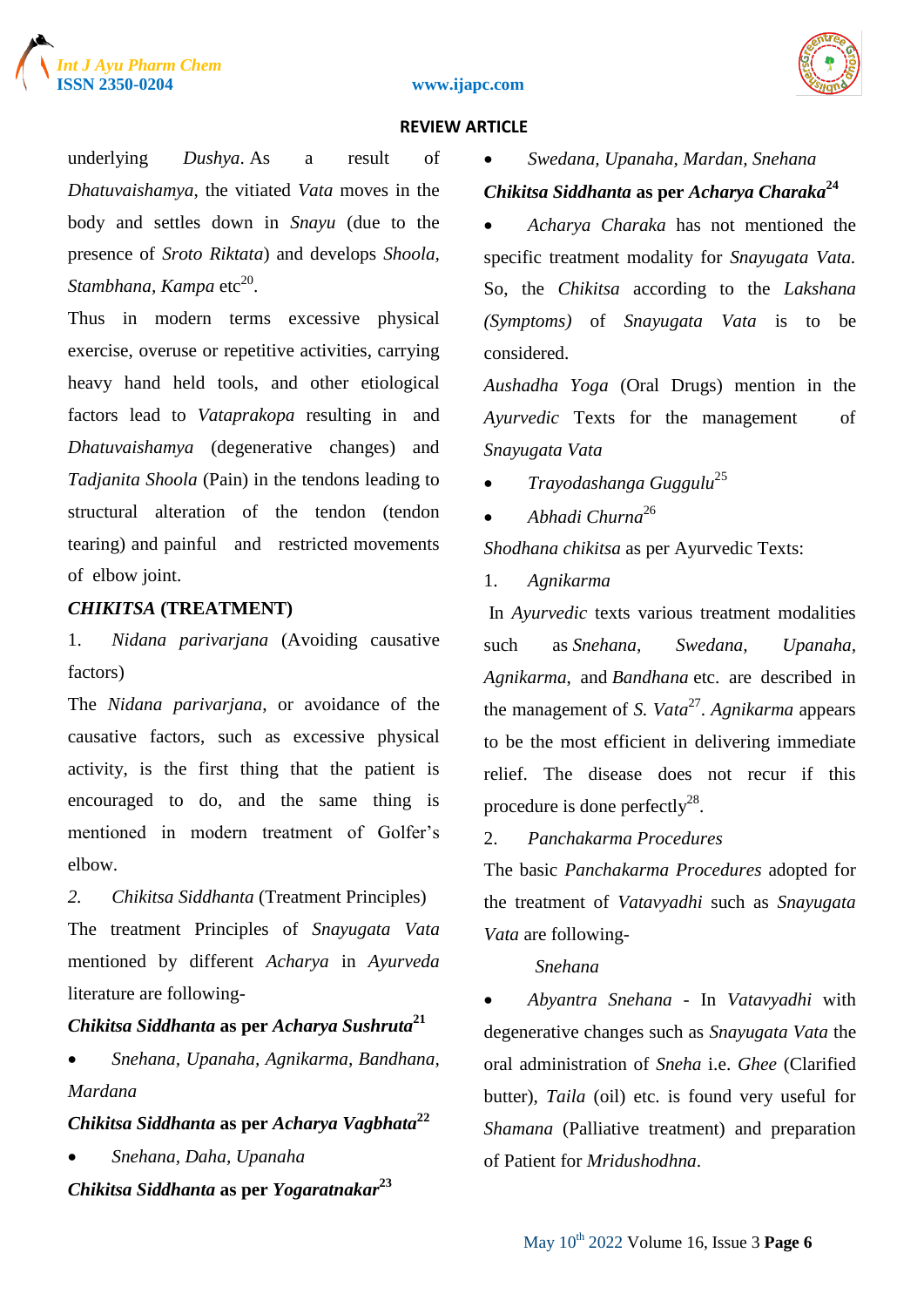underlying *Dushya*. As a result of *Dhatuvaishamya*, the vitiated *Vata* moves in the body and settles down in *Snayu* (due to the presence of *Sroto Riktata*) and develops *Shoola, Stambhana, Kampa* etc[20].

Thus in modern terms excessive physical exercise, overuse or repetitive activities, carrying heavy hand held tools, and other etiological factors lead to *Vataprakopa* resulting in and *Dhatuvaishamya* (degenerative changes) and *Tadjanita Shoola* (Pain) in the tendons leading to structural alteration of the tendon (tendon tearing) and painful and restricted movements of elbow joint.

## *CHIKITSA* (TREATMENT)

1. *Nidana parivarjana* (Avoiding causative factors)

The *Nidana parivarjana*, or avoidance of the causative factors, such as excessive physical activity, is the first thing that the patient is encouraged to do, and the same thing is mentioned in modern treatment of Golfer's elbow.

2. *Chikitsa Siddhanta* (Treatment Principles)

The treatment Principles of *Snayugata Vata* mentioned by different *Acharya* in *Ayurveda* literature are following-

**_Chikitsa Siddhanta_ as per _Acharya Sushruta_**[21]

- *Snehana, Upanaha, Agnikarma, Bandhana, Mardana*

**_Chikitsa Siddhanta_ as per _Acharya Vagbhata_**[22]

- *Snehana, Daha, Upanaha*

**_Chikitsa Siddhanta_ as per _Yogaratnakar_**[23]

- *Swedana, Upanaha, Mardan, Snehana*

**_Chikitsa Siddhanta_ as per _Acharya Charaka_**[24]

- *Acharya Charaka* has not mentioned the specific treatment modality for *Snayugata Vata.* So, the *Chikitsa* according to the *Lakshana (Symptoms)* of *Snayugata Vata* is to be considered.

*Aushadha Yoga* (Oral Drugs) mention in the *Ayurvedic* Texts for the management of *Snayugata Vata*

- *Trayodashanga Guggulu*[25]
- *Abhadi Churna*[26]

*Shodhana chikitsa* as per Ayurvedic Texts:

1. *Agnikarma*

In *Ayurvedic* texts various treatment modalities such as *Snehana, Swedana, Upanaha, Agnikarma,* and *Bandhana* etc. are described in the management of *S. Vata*[27]. *Agnikarma* appears to be the most efficient in delivering immediate relief. The disease does not recur if this procedure is done perfectly[28].

2. *Panchakarma Procedures*

The basic *Panchakarma Procedures* adopted for the treatment of *Vatavyadhi* such as *Snayugata Vata* are following-

*Snehana*

- *Abyantra Snehana* - In *Vatavyadhi* with degenerative changes such as *Snayugata Vata* the oral administration of *Sneha* i.e. *Ghee* (Clarified butter), *Taila* (oil) etc. is found very useful for *Shamana* (Palliative treatment) and preparation of Patient for *Mridushodhna*.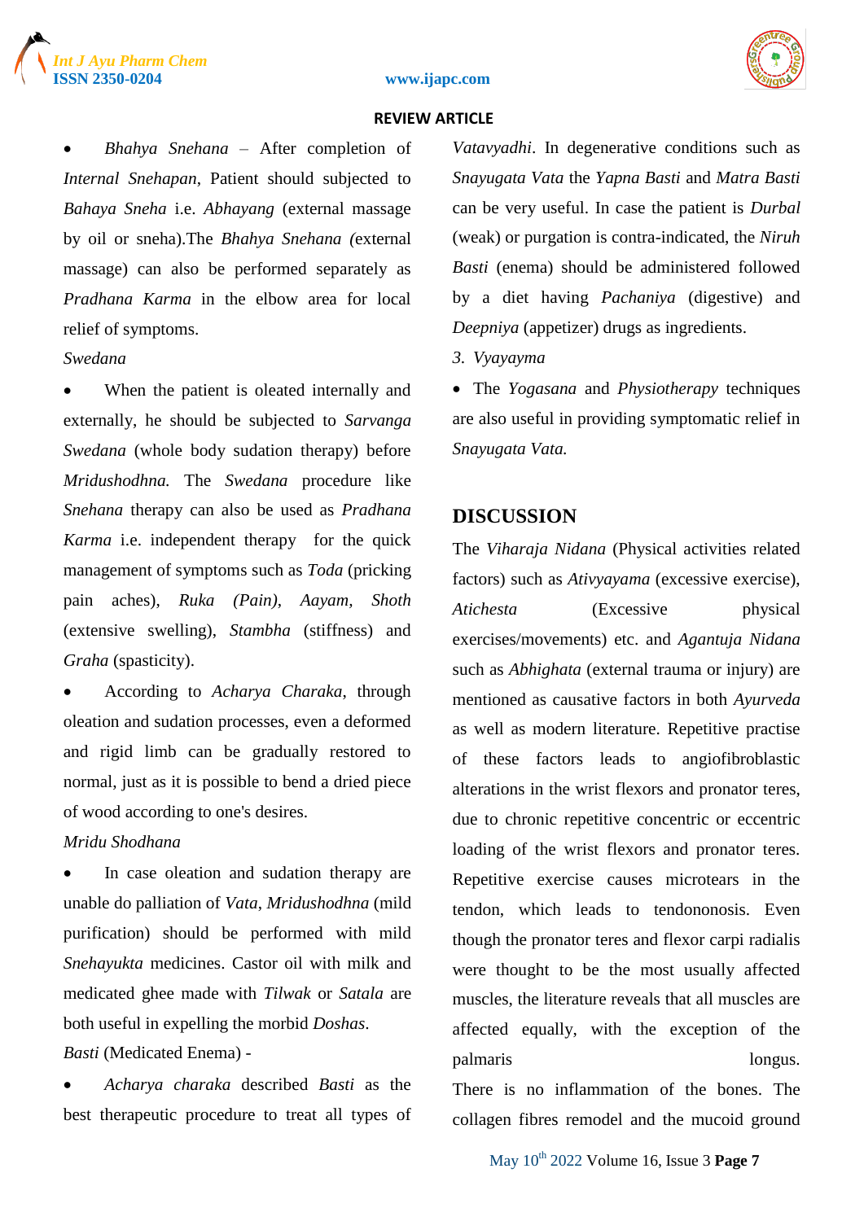- *Bhahya Snehana* – After completion of *Internal Snehapan*, Patient should subjected to *Bahaya Sneha* i.e. *Abhayang* (external massage by oil or sneha).The *Bhahya Snehana (*external massage) can also be performed separately as *Pradhana Karma* in the elbow area for local relief of symptoms.

*Swedana*

- When the patient is oleated internally and externally, he should be subjected to *Sarvanga Swedana* (whole body sudation therapy) before *Mridushodhna.* The *Swedana* procedure like *Snehana* therapy can also be used as *Pradhana Karma* i.e. independent therapy for the quick management of symptoms such as *Toda* (pricking pain aches), *Ruka (Pain)*, *Aayam*, *Shoth* (extensive swelling), *Stambha* (stiffness) and *Graha* (spasticity).
- According to *Acharya Charaka*, through oleation and sudation processes, even a deformed and rigid limb can be gradually restored to normal, just as it is possible to bend a dried piece of wood according to one's desires.

*Mridu Shodhana*

- In case oleation and sudation therapy are unable do palliation of *Vata*, *Mridushodhna* (mild purification) should be performed with mild *Snehayukta* medicines. Castor oil with milk and medicated ghee made with *Tilwak* or *Satala* are both useful in expelling the morbid *Doshas*.

*Basti* (Medicated Enema) -

- *Acharya charaka* described *Basti* as the best therapeutic procedure to treat all types of *Vatavyadhi*. In degenerative conditions such as *Snayugata Vata* the *Yapna Basti* and *Matra Basti* can be very useful. In case the patient is *Durbal* (weak) or purgation is contra-indicated, the *Niruh Basti* (enema) should be administered followed by a diet having *Pachaniya* (digestive) and *Deepniya* (appetizer) drugs as ingredients.

3. *Vyayayma*

- The *Yogasana* and *Physiotherapy* techniques are also useful in providing symptomatic relief in *Snayugata Vata.*

## DISCUSSION

The *Viharaja Nidana* (Physical activities related factors) such as *Ativyayama* (excessive exercise), *Atichesta* (Excessive physical exercises/movements) etc. and *Agantuja Nidana* such as *Abhighata* (external trauma or injury) are mentioned as causative factors in both *Ayurveda* as well as modern literature. Repetitive practise of these factors leads to angiofibroblastic alterations in the wrist flexors and pronator teres, due to chronic repetitive concentric or eccentric loading of the wrist flexors and pronator teres. Repetitive exercise causes microtears in the tendon, which leads to tendononosis. Even though the pronator teres and flexor carpi radialis were thought to be the most usually affected muscles, the literature reveals that all muscles are affected equally, with the exception of the palmaris longus.

There is no inflammation of the bones. The collagen fibres remodel and the mucoid ground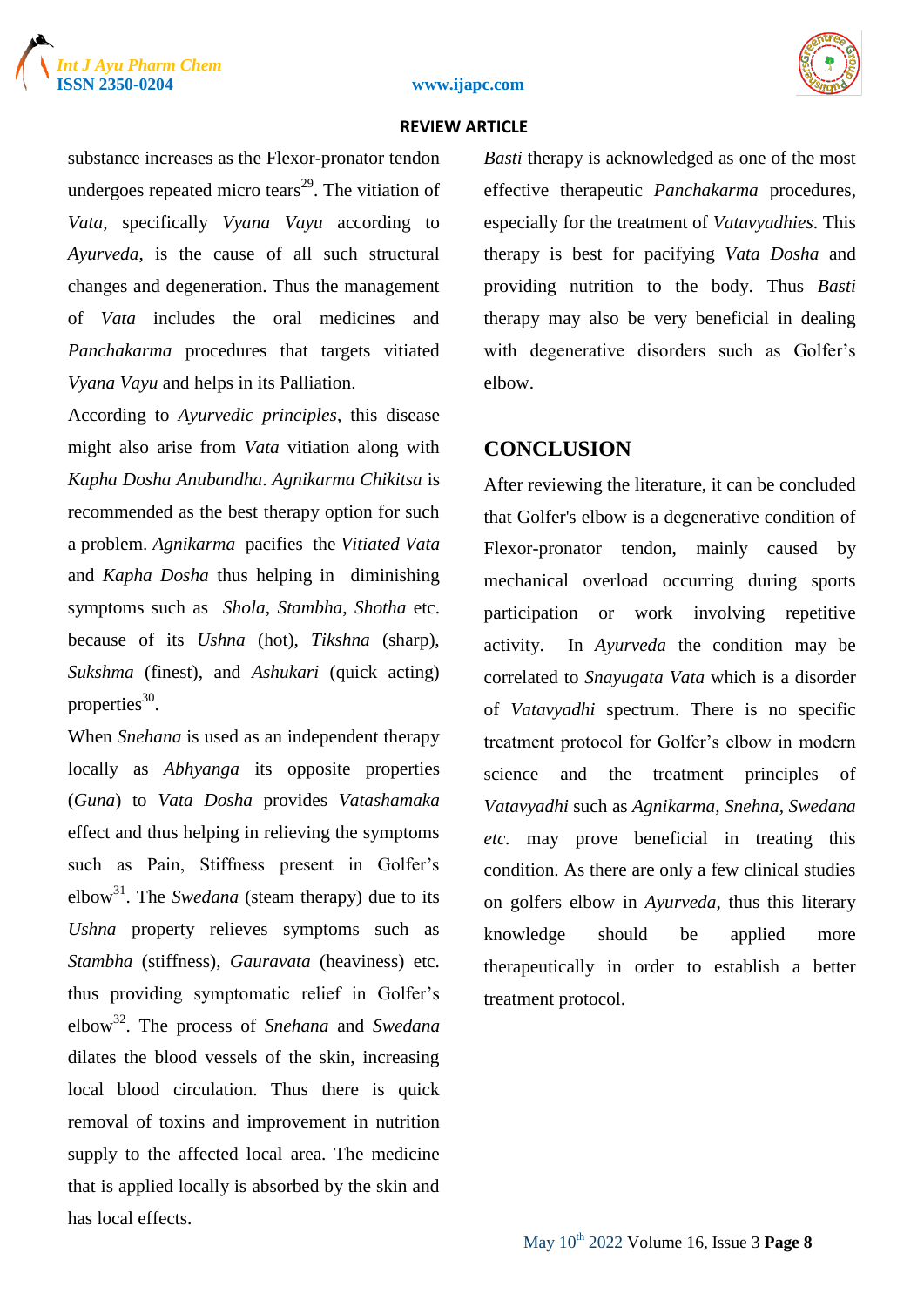substance increases as the Flexor-pronator tendon undergoes repeated micro tears[29]. The vitiation of *Vata*, specifically *Vyana Vayu* according to *Ayurveda*, is the cause of all such structural changes and degeneration. Thus the management of *Vata* includes the oral medicines and *Panchakarma* procedures that targets vitiated *Vyana Vayu* and helps in its Palliation.

According to *Ayurvedic principles*, this disease might also arise from *Vata* vitiation along with *Kapha Dosha Anubandha*. *Agnikarma Chikitsa* is recommended as the best therapy option for such a problem. *Agnikarma* pacifies the *Vitiated Vata* and *Kapha Dosha* thus helping in diminishing symptoms such as *Shola*, *Stambha*, *Shotha* etc. because of its *Ushna* (hot), *Tikshna* (sharp), *Sukshma* (finest), and *Ashukari* (quick acting) properties[30].

When *Snehana* is used as an independent therapy locally as *Abhyanga* its opposite properties (*Guna*) to *Vata Dosha* provides *Vatashamaka* effect and thus helping in relieving the symptoms such as Pain, Stiffness present in Golfer's elbow[31]. The *Swedana* (steam therapy) due to its *Ushna* property relieves symptoms such as *Stambha* (stiffness), *Gauravata* (heaviness) etc. thus providing symptomatic relief in Golfer's elbow[32]. The process of *Snehana* and *Swedana* dilates the blood vessels of the skin, increasing local blood circulation. Thus there is quick removal of toxins and improvement in nutrition supply to the affected local area. The medicine that is applied locally is absorbed by the skin and has local effects.

*Basti* therapy is acknowledged as one of the most effective therapeutic *Panchakarma* procedures, especially for the treatment of *Vatavyadhies*. This therapy is best for pacifying *Vata Dosha* and providing nutrition to the body. Thus *Basti* therapy may also be very beneficial in dealing with degenerative disorders such as Golfer's elbow.

## CONCLUSION

After reviewing the literature, it can be concluded that Golfer's elbow is a degenerative condition of Flexor-pronator tendon, mainly caused by mechanical overload occurring during sports participation or work involving repetitive activity. In *Ayurveda* the condition may be correlated to *Snayugata Vata* which is a disorder of *Vatavyadhi* spectrum. There is no specific treatment protocol for Golfer's elbow in modern science and the treatment principles of *Vatavyadhi* such as *Agnikarma, Snehna, Swedana etc.* may prove beneficial in treating this condition. As there are only a few clinical studies on golfers elbow in *Ayurveda*, thus this literary knowledge should be applied more therapeutically in order to establish a better treatment protocol.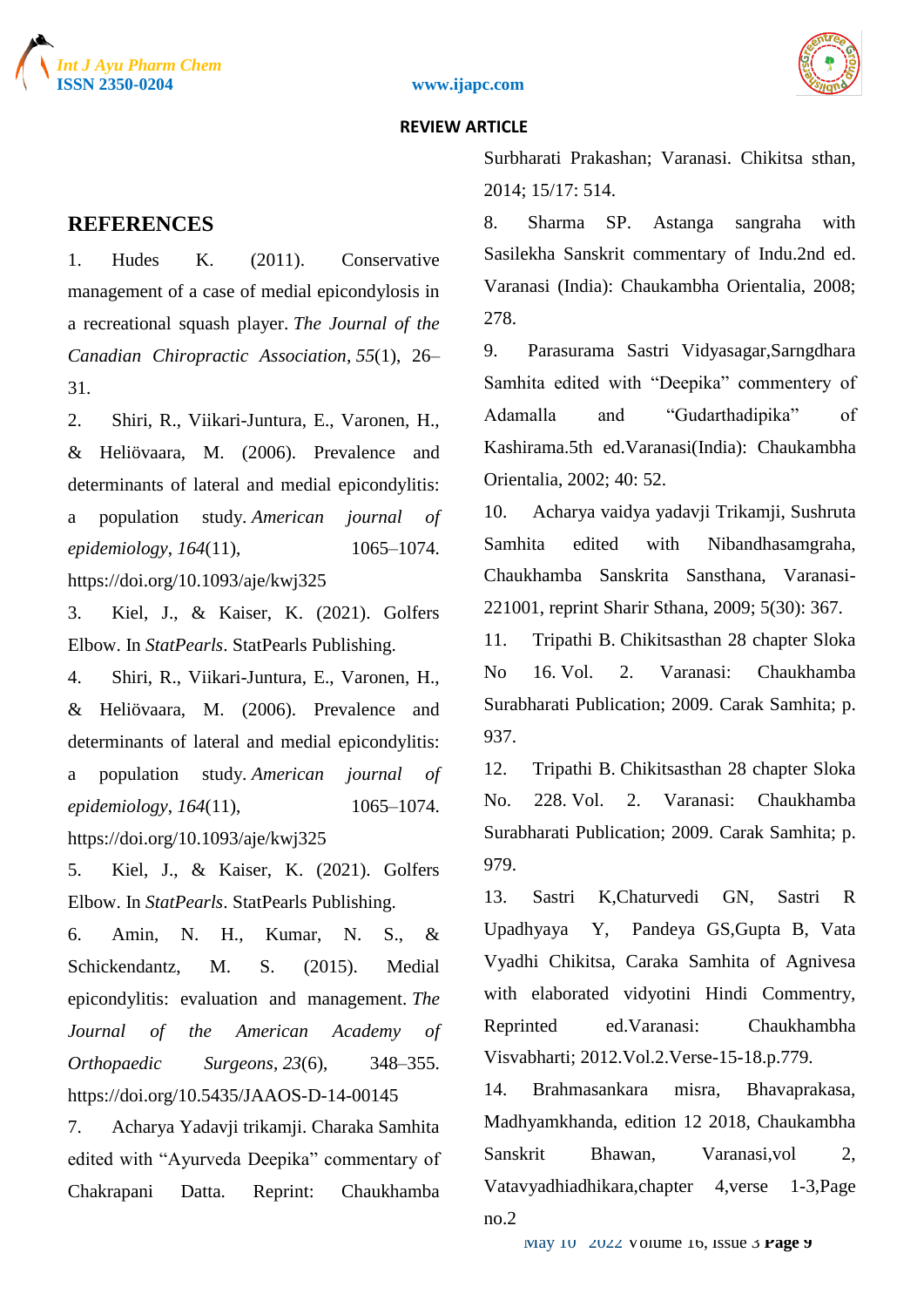## REFERENCES

1. Hudes K. (2011). Conservative management of a case of medial epicondylosis in a recreational squash player. *The Journal of the Canadian Chiropractic Association*, *55*(1), 26–31.
2. Shiri, R., Viikari-Juntura, E., Varonen, H., & Heliövaara, M. (2006). Prevalence and determinants of lateral and medial epicondylitis: a population study. *American journal of epidemiology*, *164*(11), 1065–1074. https://doi.org/10.1093/aje/kwj325
3. Kiel, J., & Kaiser, K. (2021). Golfers Elbow. In *StatPearls*. StatPearls Publishing.
4. Shiri, R., Viikari-Juntura, E., Varonen, H., & Heliövaara, M. (2006). Prevalence and determinants of lateral and medial epicondylitis: a population study. *American journal of epidemiology*, *164*(11), 1065–1074. https://doi.org/10.1093/aje/kwj325
5. Kiel, J., & Kaiser, K. (2021). Golfers Elbow. In *StatPearls*. StatPearls Publishing.
6. Amin, N. H., Kumar, N. S., & Schickendantz, M. S. (2015). Medial epicondylitis: evaluation and management. *The Journal of the American Academy of Orthopaedic Surgeons*, *23*(6), 348–355. https://doi.org/10.5435/JAAOS-D-14-00145
7. Acharya Yadavji trikamji. Charaka Samhita edited with "Ayurveda Deepika" commentary of Chakrapani Datta. Reprint: Chaukhamba Surbharati Prakashan; Varanasi. Chikitsa sthan, 2014; 15/17: 514.
8. Sharma SP. Astanga sangraha with Sasilekha Sanskrit commentary of Indu.2nd ed. Varanasi (India): Chaukambha Orientalia, 2008; 278.
9. Parasurama Sastri Vidyasagar,Sarngdhara Samhita edited with "Deepika" commentery of Adamalla and "Gudarthadipika" of Kashirama.5th ed.Varanasi(India): Chaukambha Orientalia, 2002; 40: 52.
10. Acharya vaidya yadavji Trikamji, Sushruta Samhita edited with Nibandhasamgraha, Chaukhamba Sanskrita Sansthana, Varanasi-221001, reprint Sharir Sthana, 2009; 5(30): 367.
11. Tripathi B. Chikitsasthan 28 chapter Sloka No 16. Vol. 2. Varanasi: Chaukhamba Surabharati Publication; 2009. Carak Samhita; p. 937.
12. Tripathi B. Chikitsasthan 28 chapter Sloka No. 228. Vol. 2. Varanasi: Chaukhamba Surabharati Publication; 2009. Carak Samhita; p. 979.
13. Sastri K,Chaturvedi GN, Sastri R Upadhyaya Y, Pandeya GS,Gupta B, Vata Vyadhi Chikitsa, Caraka Samhita of Agnivesa with elaborated vidyotini Hindi Commentry, Reprinted ed.Varanasi: Chaukhambha Visvabharti; 2012.Vol.2.Verse-15-18.p.779.
14. Brahmasankara misra, Bhavaprakasa, Madhyamkhanda, edition 12 2018, Chaukambha Sanskrit Bhawan, Varanasi,vol 2, Vatavyadhiadhikara,chapter 4,verse 1-3,Page no.2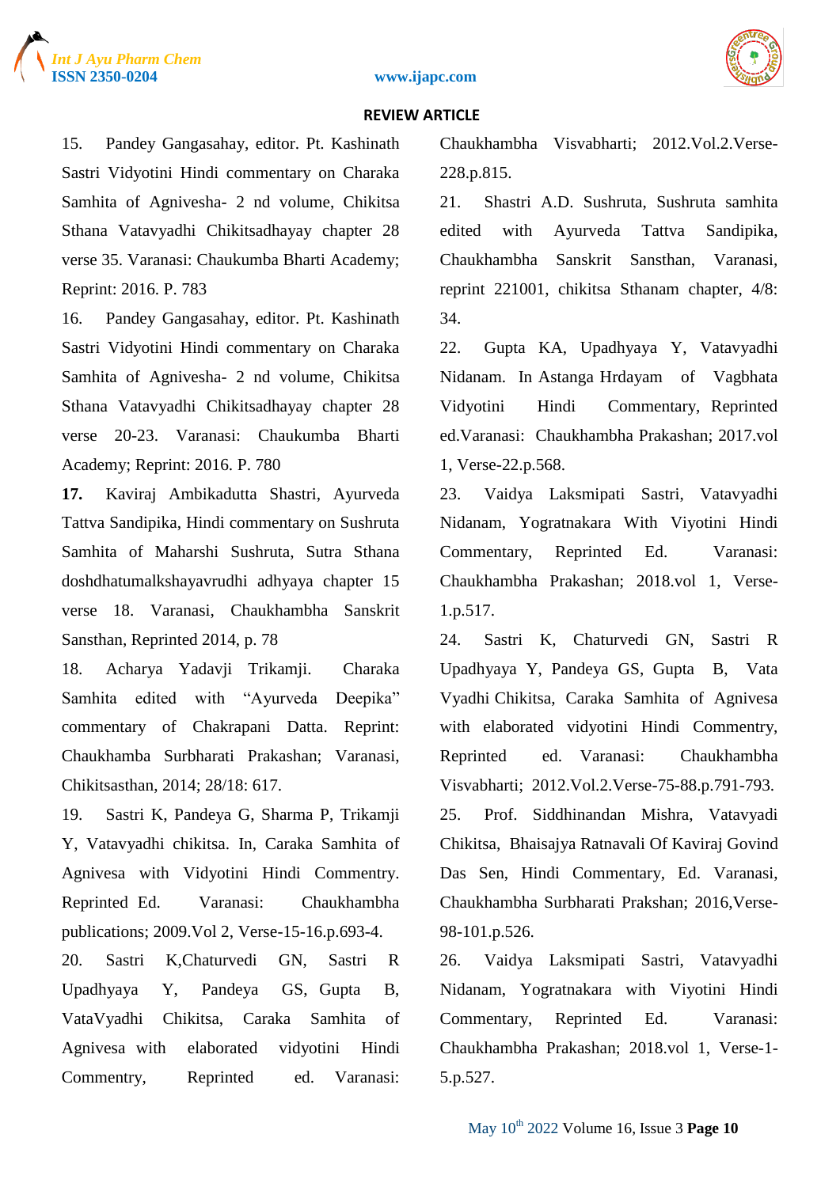15. Pandey Gangasahay, editor. Pt. Kashinath Sastri Vidyotini Hindi commentary on Charaka Samhita of Agnivesha- 2 nd volume, Chikitsa Sthana Vatavyadhi Chikitsadhayay chapter 28 verse 35. Varanasi: Chaukumba Bharti Academy; Reprint: 2016. P. 783

16. Pandey Gangasahay, editor. Pt. Kashinath Sastri Vidyotini Hindi commentary on Charaka Samhita of Agnivesha- 2 nd volume, Chikitsa Sthana Vatavyadhi Chikitsadhayay chapter 28 verse 20-23. Varanasi: Chaukumba Bharti Academy; Reprint: 2016. P. 780

**17.** Kaviraj Ambikadutta Shastri, Ayurveda Tattva Sandipika, Hindi commentary on Sushruta Samhita of Maharshi Sushruta, Sutra Sthana doshdhatumalkshayavrudhi adhyaya chapter 15 verse 18. Varanasi, Chaukhambha Sanskrit Sansthan, Reprinted 2014, p. 78

18. Acharya Yadavji Trikamji. Charaka Samhita edited with "Ayurveda Deepika" commentary of Chakrapani Datta. Reprint: Chaukhamba Surbharati Prakashan; Varanasi, Chikitsasthan, 2014; 28/18: 617.

19. Sastri K, Pandeya G, Sharma P, Trikamji Y, Vatavyadhi chikitsa. In, Caraka Samhita of Agnivesa with Vidyotini Hindi Commentry. Reprinted Ed. Varanasi: Chaukhambha publications; 2009.Vol 2, Verse-15-16.p.693-4.

20. Sastri K,Chaturvedi GN, Sastri R Upadhyaya Y, Pandeya GS, Gupta B, VataVyadhi Chikitsa, Caraka Samhita of Agnivesa with elaborated vidyotini Hindi Commentry, Reprinted ed. Varanasi: Chaukhambha Visvabharti; 2012.Vol.2.Verse-228.p.815.

21. Shastri A.D. Sushruta, Sushruta samhita edited with Ayurveda Tattva Sandipika, Chaukhambha Sanskrit Sansthan, Varanasi, reprint 221001, chikitsa Sthanam chapter, 4/8: 34.

22. Gupta KA, Upadhyaya Y, Vatavyadhi Nidanam. In Astanga Hrdayam of Vagbhata Vidyotini Hindi Commentary, Reprinted ed.Varanasi: Chaukhambha Prakashan; 2017.vol 1, Verse-22.p.568.

23. Vaidya Laksmipati Sastri, Vatavyadhi Nidanam, Yogratnakara With Viyotini Hindi Commentary, Reprinted Ed. Varanasi: Chaukhambha Prakashan; 2018.vol 1, Verse-1.p.517.

24. Sastri K, Chaturvedi GN, Sastri R Upadhyaya Y, Pandeya GS, Gupta B, Vata Vyadhi Chikitsa, Caraka Samhita of Agnivesa with elaborated vidyotini Hindi Commentry, Reprinted ed. Varanasi: Chaukhambha Visvabharti; 2012.Vol.2.Verse-75-88.p.791-793.

25. Prof. Siddhinandan Mishra, Vatavyadi Chikitsa, Bhaisajya Ratnavali Of Kaviraj Govind Das Sen, Hindi Commentary, Ed. Varanasi, Chaukhambha Surbharati Prakshan; 2016,Verse-98-101.p.526.

26. Vaidya Laksmipati Sastri, Vatavyadhi Nidanam, Yogratnakara with Viyotini Hindi Commentary, Reprinted Ed. Varanasi: Chaukhambha Prakashan; 2018.vol 1, Verse-1-5.p.527.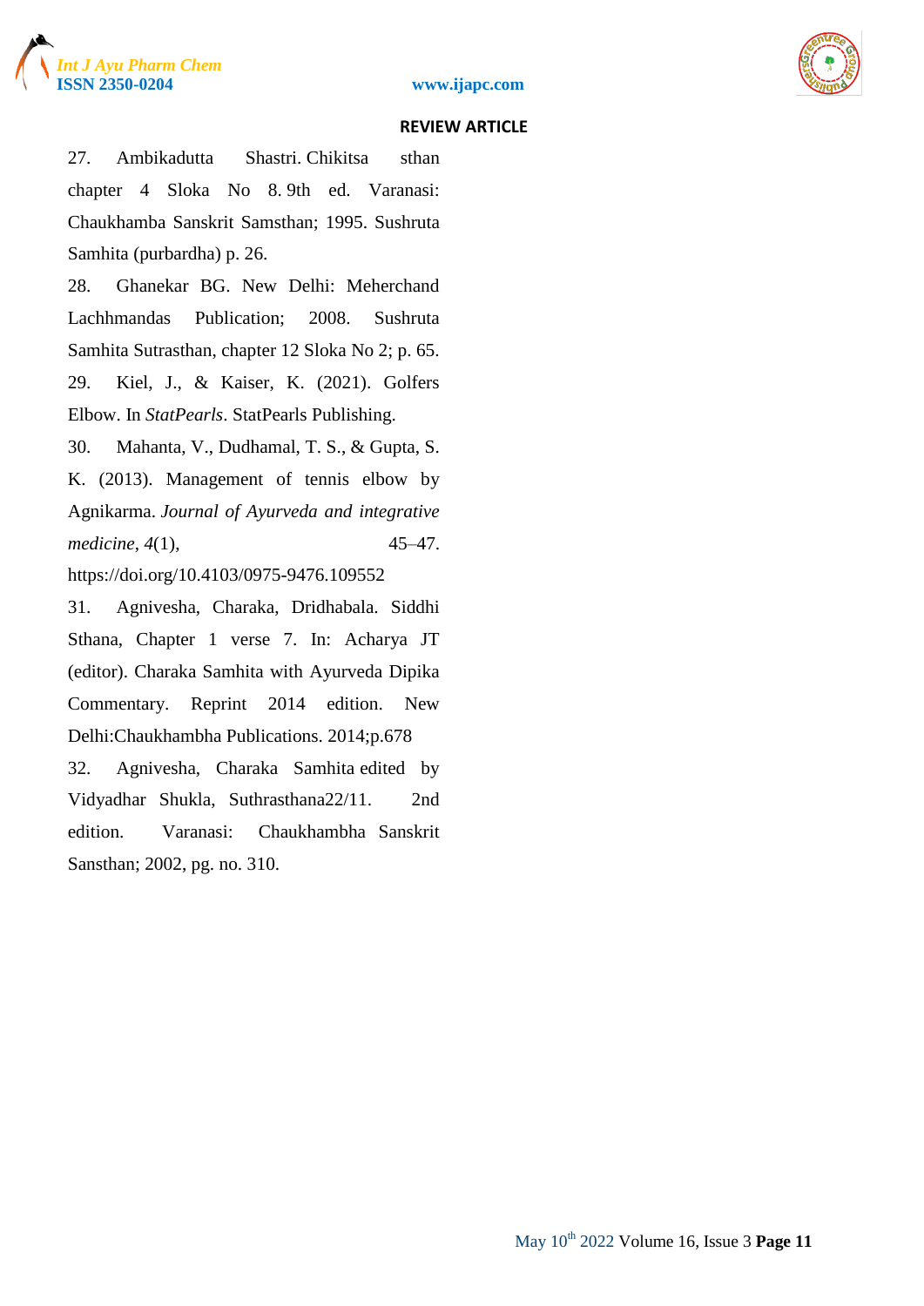27. Ambikadutta Shastri. Chikitsa sthan chapter 4 Sloka No 8. 9th ed. Varanasi: Chaukhamba Sanskrit Samsthan; 1995. Sushruta Samhita (purbardha) p. 26.
28. Ghanekar BG. New Delhi: Meherchand Lachhmandas Publication; 2008. Sushruta Samhita Sutrasthan, chapter 12 Sloka No 2; p. 65.
29. Kiel, J., & Kaiser, K. (2021). Golfers Elbow. In *StatPearls*. StatPearls Publishing.
30. Mahanta, V., Dudhamal, T. S., & Gupta, S. K. (2013). Management of tennis elbow by Agnikarma. *Journal of Ayurveda and integrative medicine*, *4*(1), 45–47. https://doi.org/10.4103/0975-9476.109552
31. Agnivesha, Charaka, Dridhabala. Siddhi Sthana, Chapter 1 verse 7. In: Acharya JT (editor). Charaka Samhita with Ayurveda Dipika Commentary. Reprint 2014 edition. New Delhi:Chaukhambha Publications. 2014;p.678
32. Agnivesha, Charaka Samhita edited by Vidyadhar Shukla, Suthrasthana22/11. 2nd edition. Varanasi: Chaukhambha Sanskrit Sansthan; 2002, pg. no. 310.